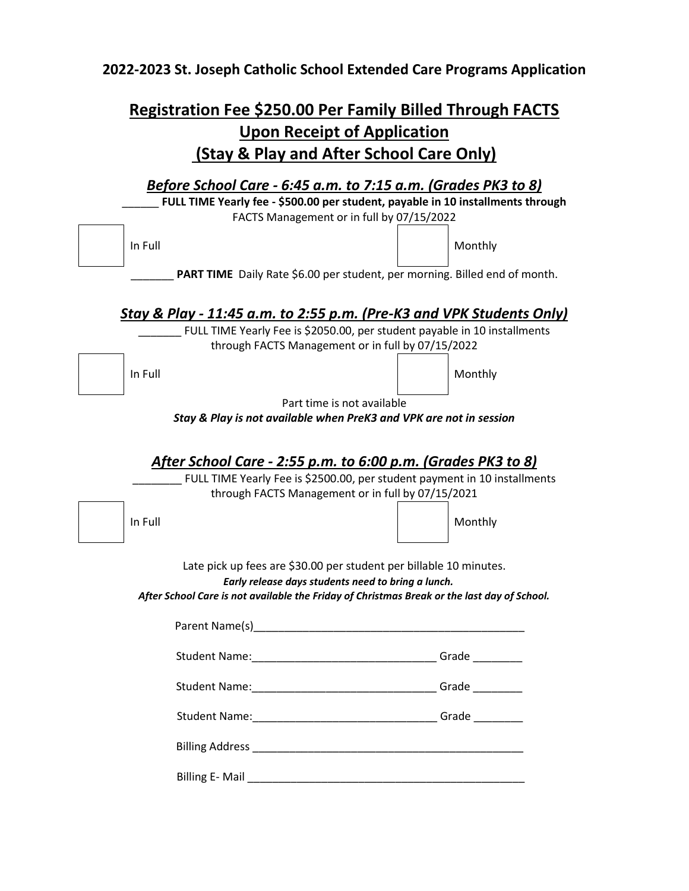**2022-2023 St. Joseph Catholic School Extended Care Programs Application**

## Registration Fee $250.00 Per Family Billed Through FACTS Upon Receipt of Application (Stay & Play and After School Care Only)

### *Before School Care - 6:45 a.m. to 7:15 a.m. (Grades PK3 to 8)*

______ **FULL TIME Yearly fee - $500.00 per student, payable in 10 installments through** FACTS Management or in full by 07/15/2022

☐ In Full ☐ Monthly

_______ **PART TIME** Daily Rate $6.00 per student, per morning. Billed end of month.

### *Stay & Play - 11:45 a.m. to 2:55 p.m. (Pre-K3 and VPK Students Only)*

_______ FULL TIME Yearly Fee is $2050.00, per student payable in 10 installments through FACTS Management or in full by 07/15/2022

☐ In Full ☐ Monthly

Part time is not available

***Stay & Play is not available when PreK3 and VPK are not in session***

### *After School Care - 2:55 p.m. to 6:00 p.m. (Grades PK3 to 8)*

________ FULL TIME Yearly Fee is $2500.00, per student payment in 10 installments through FACTS Management or in full by 07/15/2021

☐ In Full ☐ Monthly

Late pick up fees are $30.00 per student per billable 10 minutes.

***Early release days students need to bring a lunch.***

***After School Care is not available the Friday of Christmas Break or the last day of School.***

Parent Name(s)_____________________________________________

Student Name:______________________________ Grade ________

Student Name:______________________________ Grade ________

Student Name:______________________________ Grade ________

Billing Address _____________________________________________

Billing E- Mail _____________________________________________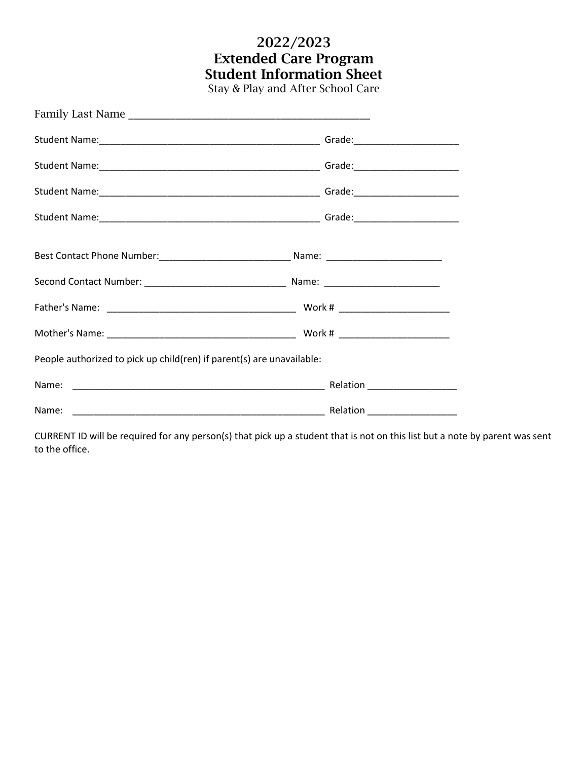# 2022/2023
# Extended Care Program
# Student Information Sheet

Stay & Play and After School Care

Family Last Name ___________________________________________

Student Name:________________________________________ Grade:___________________

Student Name:________________________________________ Grade:___________________

Student Name:________________________________________ Grade:___________________

Student Name:________________________________________ Grade:___________________

Best Contact Phone Number:________________________ Name: _____________________

Second Contact Number: __________________________ Name: _____________________

Father's Name: __________________________________ Work # ____________________

Mother's Name: __________________________________ Work # ____________________

People authorized to pick up child(ren) if parent(s) are unavailable:

Name: ______________________________________________ Relation ________________

Name: ______________________________________________ Relation ________________

CURRENT ID will be required for any person(s) that pick up a student that is not on this list but a note by parent was sent to the office.